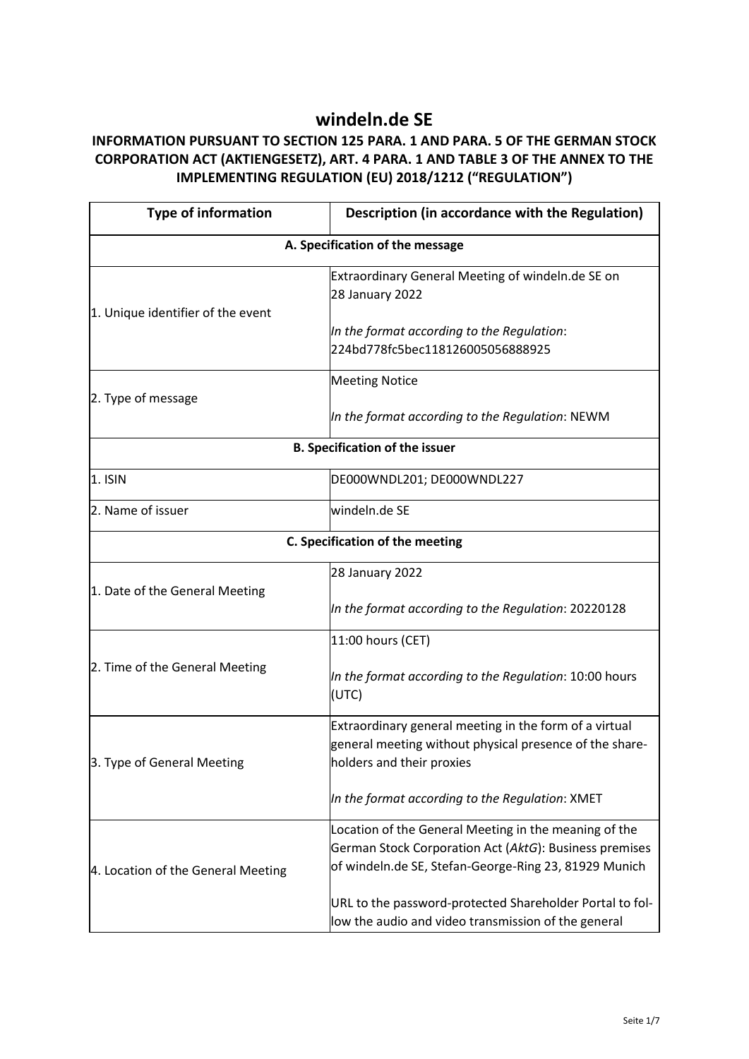# windeln.de SE

## INFORMATION PURSUANT TO SECTION 125 PARA. 1 AND PARA. 5 OF THE GERMAN STOCK CORPORATION ACT (AKTIENGESETZ), ART. 4 PARA. 1 AND TABLE 3 OF THE ANNEX TO THE IMPLEMENTING REGULATION (EU) 2018/1212 ("REGULATION")

| Type of information | Description (in accordance with the Regulation) |
|---|---|
| **A. Specification of the message** | |
| 1. Unique identifier of the event | Extraordinary General Meeting of windeln.de SE on 28 January 2022<br><br>*In the format according to the Regulation*: 224bd778fc5bec118126005056888925 |
| 2. Type of message | Meeting Notice<br><br>*In the format according to the Regulation*: NEWM |
| **B. Specification of the issuer** | |
| 1. ISIN | DE000WNDL201; DE000WNDL227 |
| 2. Name of issuer | windeln.de SE |
| **C. Specification of the meeting** | |
| 1. Date of the General Meeting | 28 January 2022<br><br>*In the format according to the Regulation*: 20220128 |
| 2. Time of the General Meeting | 11:00 hours (CET)<br><br>*In the format according to the Regulation*: 10:00 hours (UTC) |
| 3. Type of General Meeting | Extraordinary general meeting in the form of a virtual general meeting without physical presence of the shareholders and their proxies<br><br>*In the format according to the Regulation*: XMET |
| 4. Location of the General Meeting | Location of the General Meeting in the meaning of the German Stock Corporation Act (*AktG*): Business premises of windeln.de SE, Stefan-George-Ring 23, 81929 Munich<br><br>URL to the password-protected Shareholder Portal to follow the audio and video transmission of the general |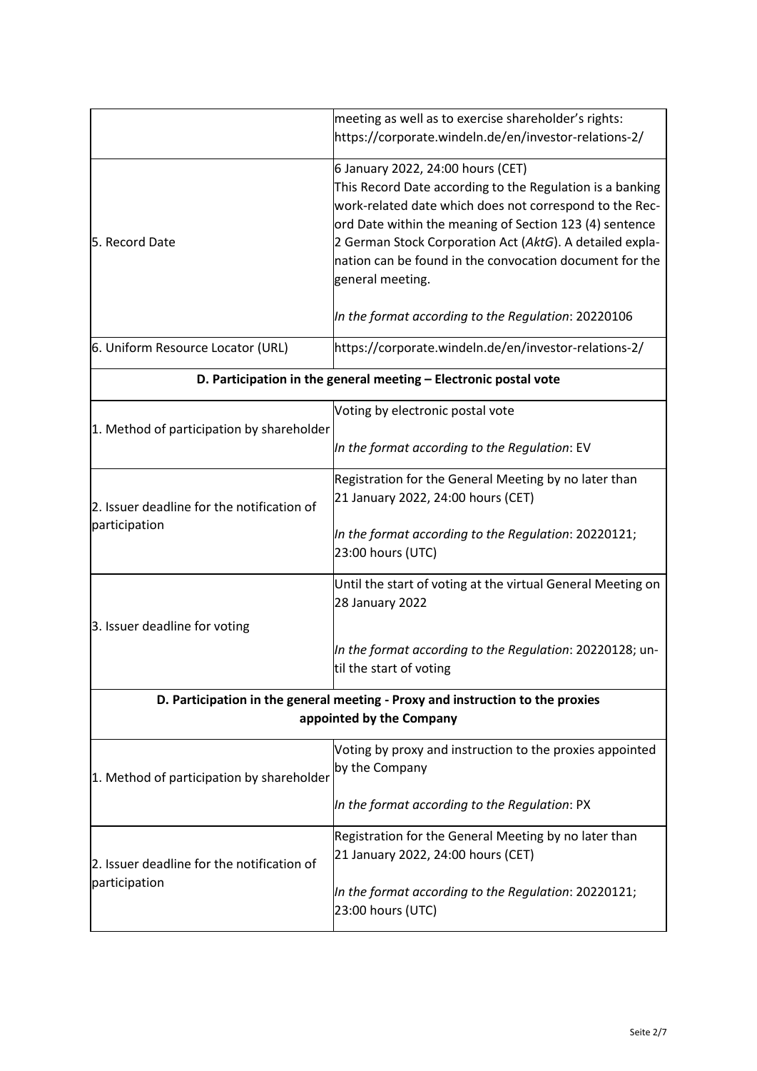| | |
|---|---|
| | meeting as well as to exercise shareholder's rights: https://corporate.windeln.de/en/investor-relations-2/ |
| 5. Record Date | 6 January 2022, 24:00 hours (CET)<br>This Record Date according to the Regulation is a banking work-related date which does not correspond to the Record Date within the meaning of Section 123 (4) sentence 2 German Stock Corporation Act (*AktG*). A detailed explanation can be found in the convocation document for the general meeting.<br><br>*In the format according to the Regulation*: 20220106 |
| 6. Uniform Resource Locator (URL) | https://corporate.windeln.de/en/investor-relations-2/ |
| **D. Participation in the general meeting – Electronic postal vote** | |
| 1. Method of participation by shareholder | Voting by electronic postal vote<br><br>*In the format according to the Regulation*: EV |
| 2. Issuer deadline for the notification of participation | Registration for the General Meeting by no later than 21 January 2022, 24:00 hours (CET)<br><br>*In the format according to the Regulation*: 20220121; 23:00 hours (UTC) |
| 3. Issuer deadline for voting | Until the start of voting at the virtual General Meeting on 28 January 2022<br><br>*In the format according to the Regulation*: 20220128; until the start of voting |
| **D. Participation in the general meeting - Proxy and instruction to the proxies appointed by the Company** | |
| 1. Method of participation by shareholder | Voting by proxy and instruction to the proxies appointed by the Company<br><br>*In the format according to the Regulation*: PX |
| 2. Issuer deadline for the notification of participation | Registration for the General Meeting by no later than 21 January 2022, 24:00 hours (CET)<br><br>*In the format according to the Regulation*: 20220121; 23:00 hours (UTC) |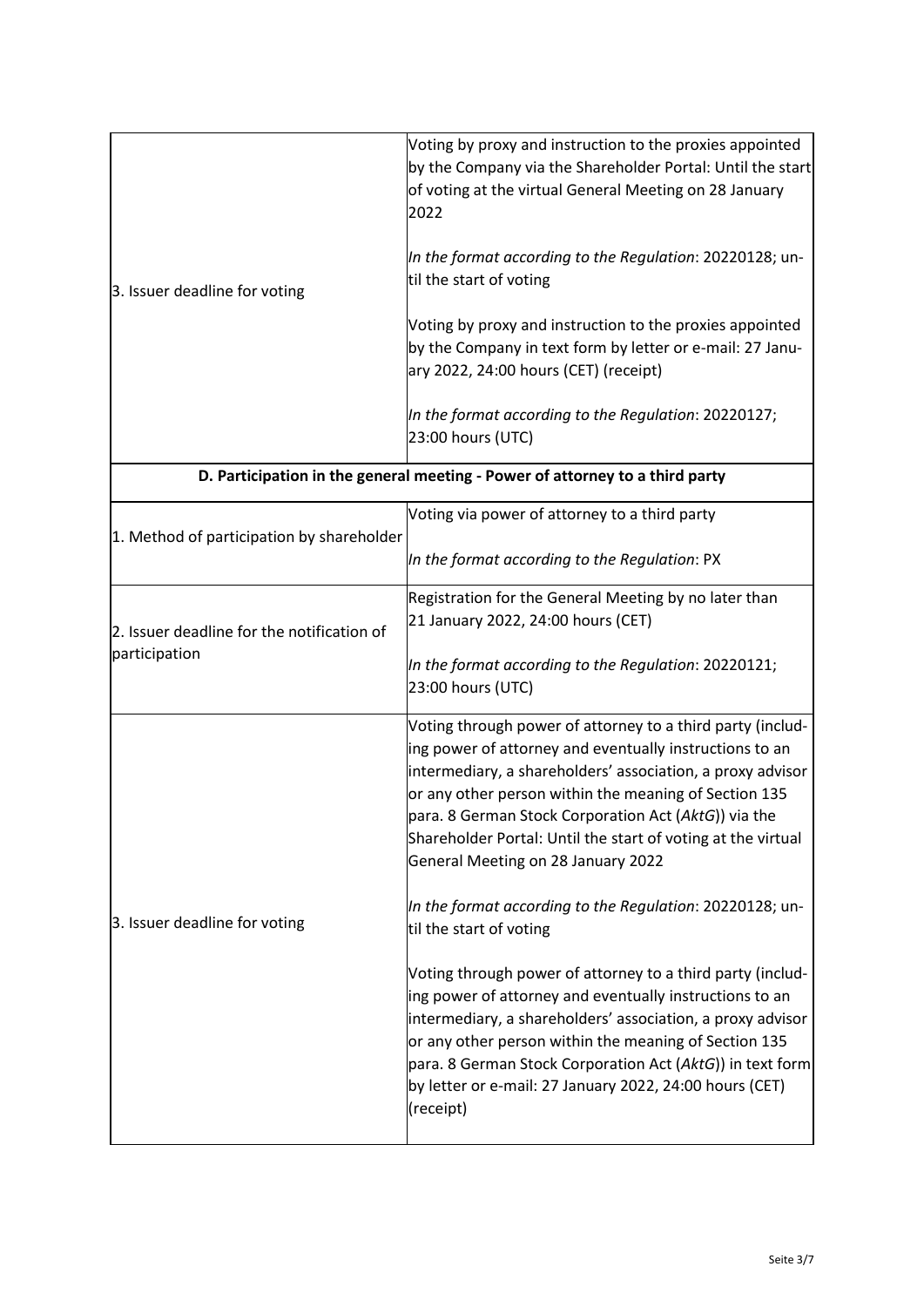| | |
|---|---|
| 3. Issuer deadline for voting | Voting by proxy and instruction to the proxies appointed by the Company via the Shareholder Portal: Until the start of voting at the virtual General Meeting on 28 January 2022<br><br>*In the format according to the Regulation*: 20220128; until the start of voting<br><br>Voting by proxy and instruction to the proxies appointed by the Company in text form by letter or e-mail: 27 January 2022, 24:00 hours (CET) (receipt)<br><br>*In the format according to the Regulation*: 20220127; 23:00 hours (UTC) |
| **D. Participation in the general meeting - Power of attorney to a third party** | |
| 1. Method of participation by shareholder | Voting via power of attorney to a third party<br><br>*In the format according to the Regulation*: PX |
| 2. Issuer deadline for the notification of participation | Registration for the General Meeting by no later than 21 January 2022, 24:00 hours (CET)<br><br>*In the format according to the Regulation*: 20220121; 23:00 hours (UTC) |
| 3. Issuer deadline for voting | Voting through power of attorney to a third party (including power of attorney and eventually instructions to an intermediary, a shareholders' association, a proxy advisor or any other person within the meaning of Section 135 para. 8 German Stock Corporation Act (*AktG*)) via the Shareholder Portal: Until the start of voting at the virtual General Meeting on 28 January 2022<br><br>*In the format according to the Regulation*: 20220128; until the start of voting<br><br>Voting through power of attorney to a third party (including power of attorney and eventually instructions to an intermediary, a shareholders' association, a proxy advisor or any other person within the meaning of Section 135 para. 8 German Stock Corporation Act (*AktG*)) in text form by letter or e-mail: 27 January 2022, 24:00 hours (CET) (receipt) |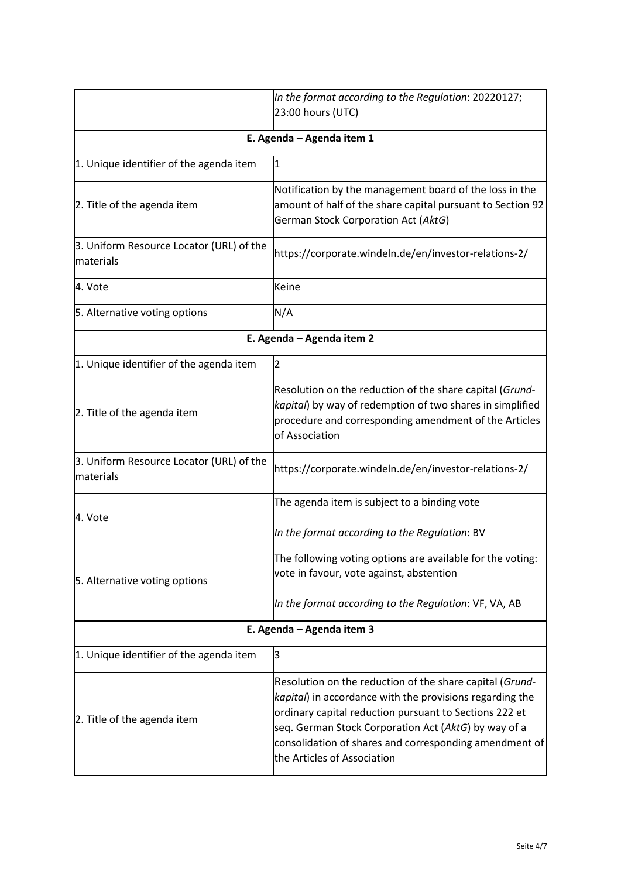| | |
|---|---|
| | *In the format according to the Regulation*: 20220127; 23:00 hours (UTC) |
| **E. Agenda – Agenda item 1** | |
| 1. Unique identifier of the agenda item | 1 |
| 2. Title of the agenda item | Notification by the management board of the loss in the amount of half of the share capital pursuant to Section 92 German Stock Corporation Act (*AktG*) |
| 3. Uniform Resource Locator (URL) of the materials | https://corporate.windeln.de/en/investor-relations-2/ |
| 4. Vote | Keine |
| 5. Alternative voting options | N/A |
| **E. Agenda – Agenda item 2** | |
| 1. Unique identifier of the agenda item | 2 |
| 2. Title of the agenda item | Resolution on the reduction of the share capital (*Grund-kapital*) by way of redemption of two shares in simplified procedure and corresponding amendment of the Articles of Association |
| 3. Uniform Resource Locator (URL) of the materials | https://corporate.windeln.de/en/investor-relations-2/ |
| 4. Vote | The agenda item is subject to a binding vote<br><br>*In the format according to the Regulation*: BV |
| 5. Alternative voting options | The following voting options are available for the voting: vote in favour, vote against, abstention<br><br>*In the format according to the Regulation*: VF, VA, AB |
| **E. Agenda – Agenda item 3** | |
| 1. Unique identifier of the agenda item | 3 |
| 2. Title of the agenda item | Resolution on the reduction of the share capital (*Grund-kapital*) in accordance with the provisions regarding the ordinary capital reduction pursuant to Sections 222 et seq. German Stock Corporation Act (*AktG*) by way of a consolidation of shares and corresponding amendment of the Articles of Association |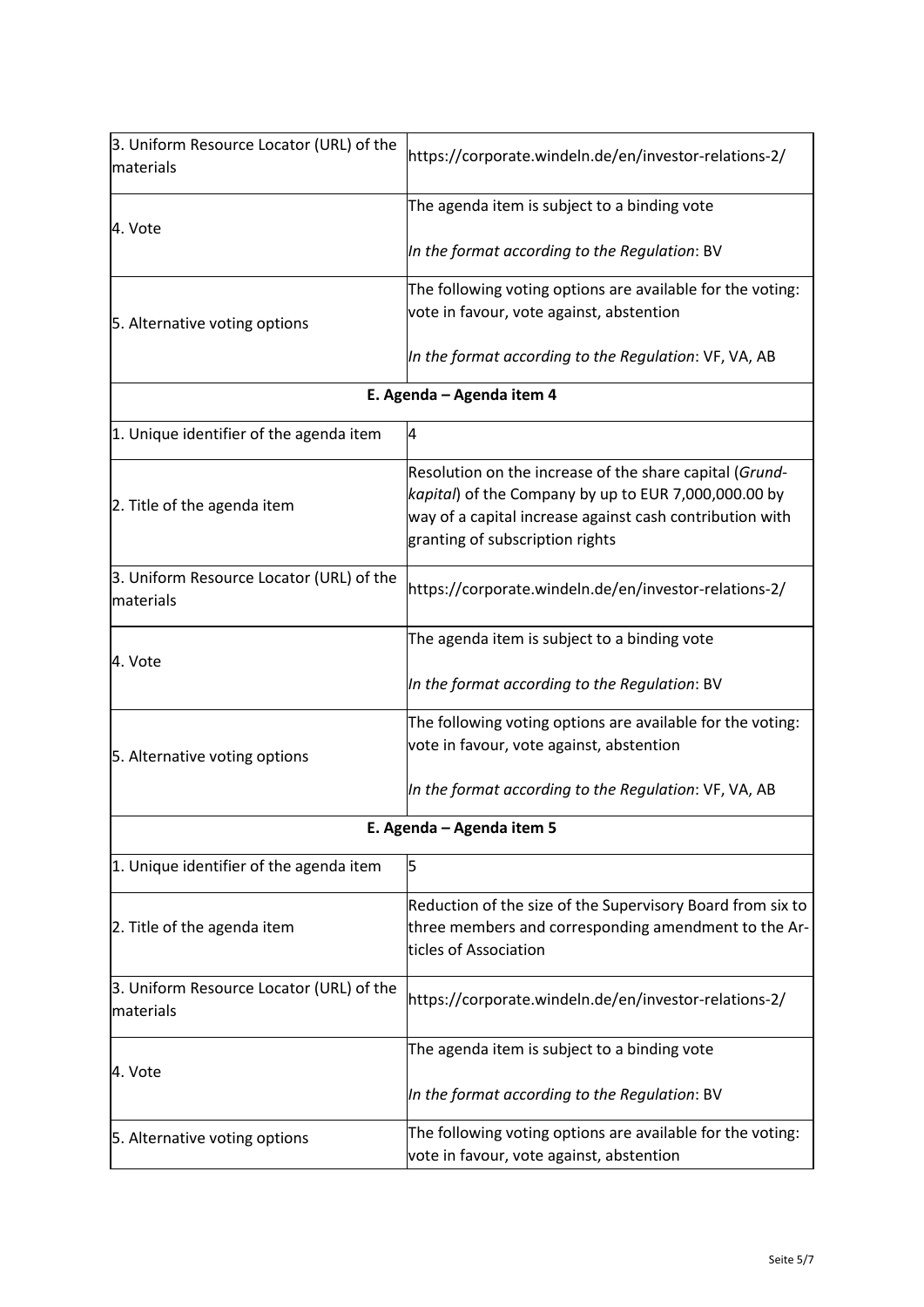| | |
|---|---|
| 3. Uniform Resource Locator (URL) of the materials | https://corporate.windeln.de/en/investor-relations-2/ |
| 4. Vote | The agenda item is subject to a binding vote<br><br>*In the format according to the Regulation*: BV |
| 5. Alternative voting options | The following voting options are available for the voting: vote in favour, vote against, abstention<br><br>*In the format according to the Regulation*: VF, VA, AB |
| **E. Agenda – Agenda item 4** | |
| 1. Unique identifier of the agenda item | 4 |
| 2. Title of the agenda item | Resolution on the increase of the share capital (*Grundkapital*) of the Company by up to EUR 7,000,000.00 by way of a capital increase against cash contribution with granting of subscription rights |
| 3. Uniform Resource Locator (URL) of the materials | https://corporate.windeln.de/en/investor-relations-2/ |
| 4. Vote | The agenda item is subject to a binding vote<br><br>*In the format according to the Regulation*: BV |
| 5. Alternative voting options | The following voting options are available for the voting: vote in favour, vote against, abstention<br><br>*In the format according to the Regulation*: VF, VA, AB |
| **E. Agenda – Agenda item 5** | |
| 1. Unique identifier of the agenda item | 5 |
| 2. Title of the agenda item | Reduction of the size of the Supervisory Board from six to three members and corresponding amendment to the Articles of Association |
| 3. Uniform Resource Locator (URL) of the materials | https://corporate.windeln.de/en/investor-relations-2/ |
| 4. Vote | The agenda item is subject to a binding vote<br><br>*In the format according to the Regulation*: BV |
| 5. Alternative voting options | The following voting options are available for the voting: vote in favour, vote against, abstention |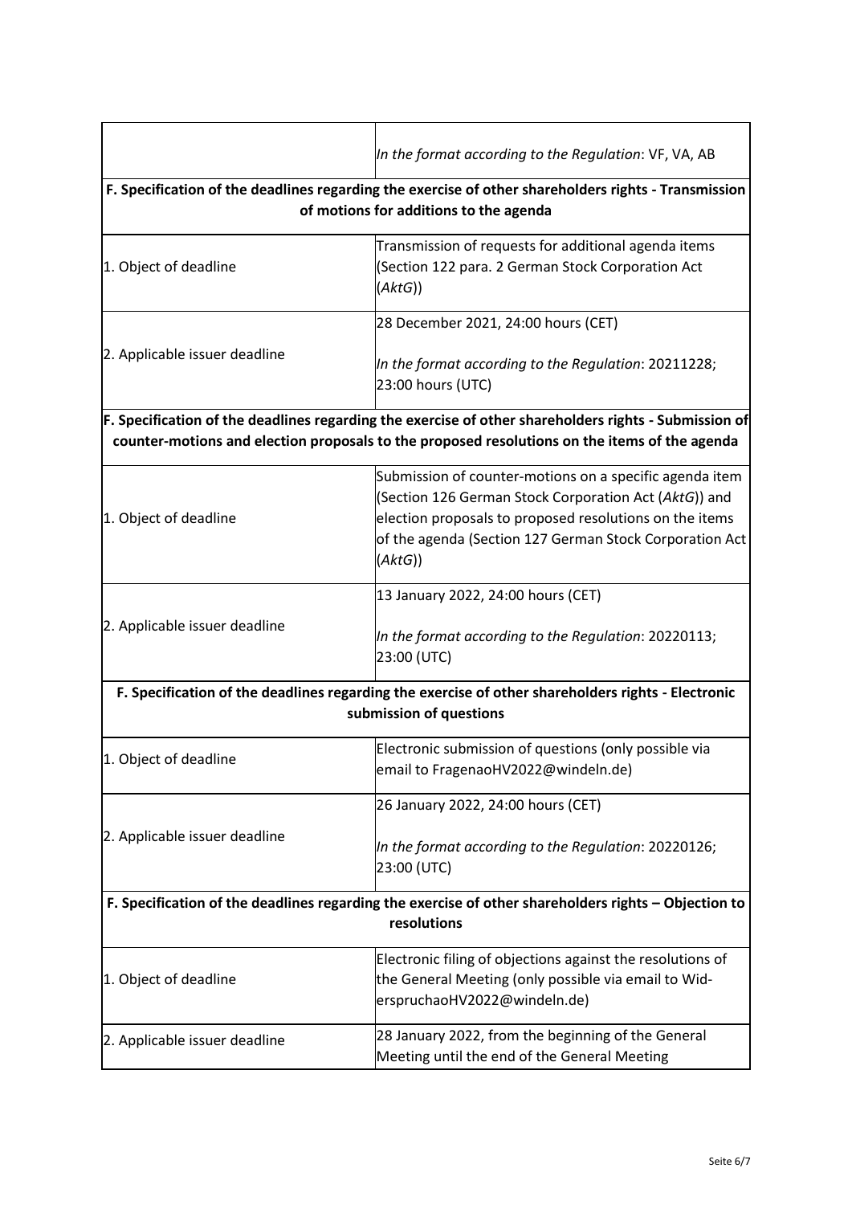| | |
|---|---|
| | *In the format according to the Regulation*: VF, VA, AB |
| **F. Specification of the deadlines regarding the exercise of other shareholders rights - Transmission of motions for additions to the agenda** | |
| 1. Object of deadline | Transmission of requests for additional agenda items (Section 122 para. 2 German Stock Corporation Act (*AktG*)) |
| 2. Applicable issuer deadline | 28 December 2021, 24:00 hours (CET)<br><br>*In the format according to the Regulation*: 20211228; 23:00 hours (UTC) |
| **F. Specification of the deadlines regarding the exercise of other shareholders rights - Submission of counter-motions and election proposals to the proposed resolutions on the items of the agenda** | |
| 1. Object of deadline | Submission of counter-motions on a specific agenda item (Section 126 German Stock Corporation Act (*AktG*)) and election proposals to proposed resolutions on the items of the agenda (Section 127 German Stock Corporation Act (*AktG*)) |
| 2. Applicable issuer deadline | 13 January 2022, 24:00 hours (CET)<br><br>*In the format according to the Regulation*: 20220113; 23:00 (UTC) |
| **F. Specification of the deadlines regarding the exercise of other shareholders rights - Electronic submission of questions** | |
| 1. Object of deadline | Electronic submission of questions (only possible via email to FragenaoHV2022@windeln.de) |
| 2. Applicable issuer deadline | 26 January 2022, 24:00 hours (CET)<br><br>*In the format according to the Regulation*: 20220126; 23:00 (UTC) |
| **F. Specification of the deadlines regarding the exercise of other shareholders rights – Objection to resolutions** | |
| 1. Object of deadline | Electronic filing of objections against the resolutions of the General Meeting (only possible via email to Wid-erspruchaoHV2022@windeln.de) |
| 2. Applicable issuer deadline | 28 January 2022, from the beginning of the General Meeting until the end of the General Meeting |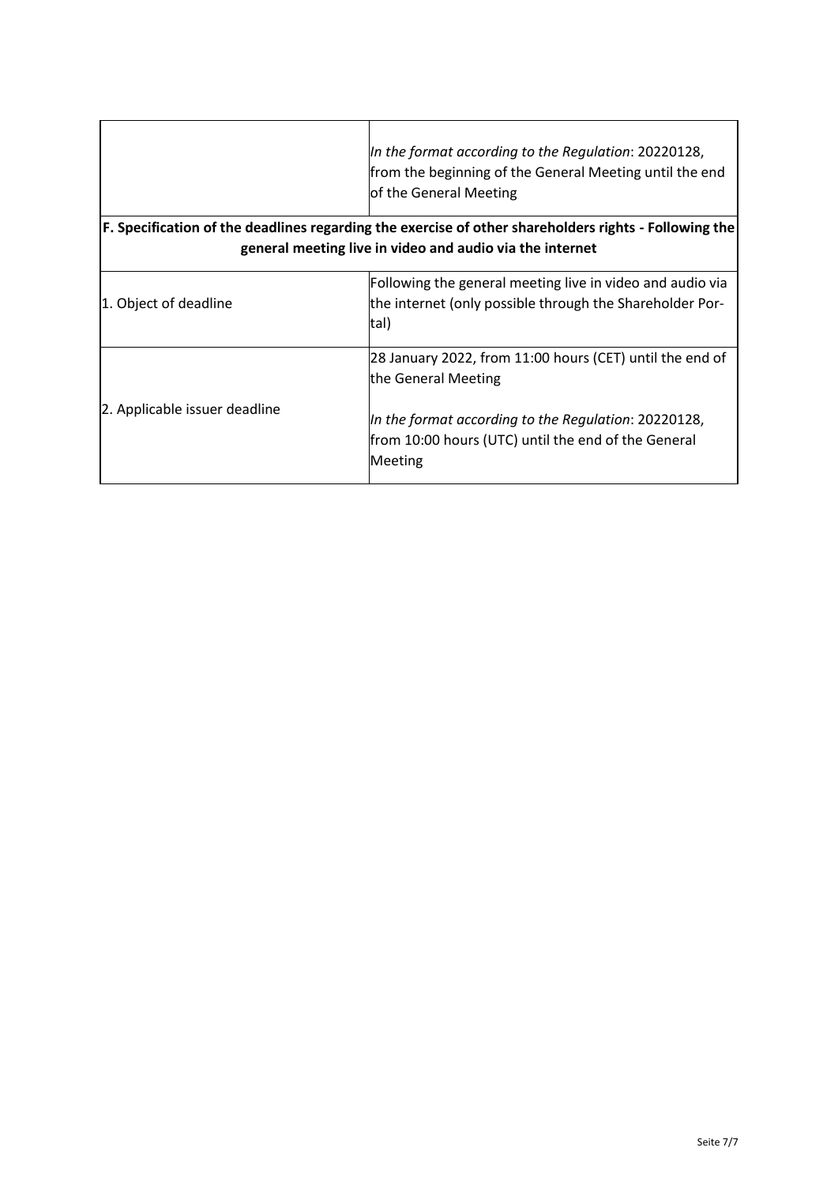| | |
|---|---|
| | *In the format according to the Regulation*: 20220128, from the beginning of the General Meeting until the end of the General Meeting |

**F. Specification of the deadlines regarding the exercise of other shareholders rights - Following the general meeting live in video and audio via the internet**

| | |
|---|---|
| 1. Object of deadline | Following the general meeting live in video and audio via the internet (only possible through the Shareholder Portal) |
| 2. Applicable issuer deadline | 28 January 2022, from 11:00 hours (CET) until the end of the General Meeting<br><br>*In the format according to the Regulation*: 20220128, from 10:00 hours (UTC) until the end of the General Meeting |